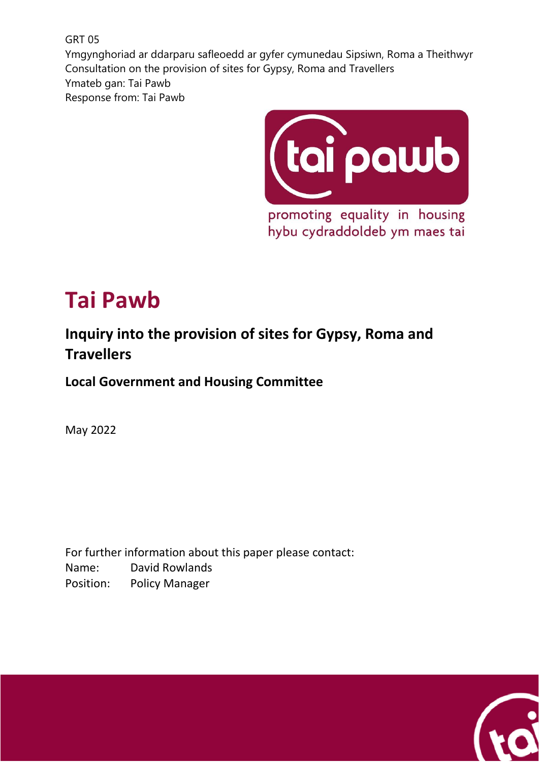GRT 05
Ymgynghoriad ar ddarparu safleoedd ar gyfer cymunedau Sipsiwn, Roma a Theithwyr
Consultation on the provision of sites for Gypsy, Roma and Travellers
Ymateb gan: Tai Pawb
Response from: Tai Pawb

tai pawb
promoting equality in housing
hybu cydraddoldeb ym maes tai

# Tai Pawb

## Inquiry into the provision of sites for Gypsy, Roma and Travellers

### Local Government and Housing Committee

May 2022

For further information about this paper please contact:
Name: David Rowlands
Position: Policy Manager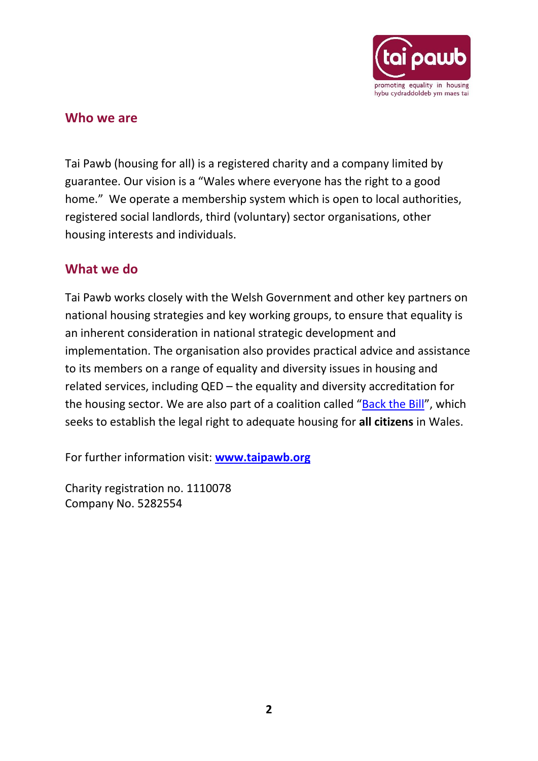## Who we are

Tai Pawb (housing for all) is a registered charity and a company limited by guarantee. Our vision is a "Wales where everyone has the right to a good home." We operate a membership system which is open to local authorities, registered social landlords, third (voluntary) sector organisations, other housing interests and individuals.

## What we do

Tai Pawb works closely with the Welsh Government and other key partners on national housing strategies and key working groups, to ensure that equality is an inherent consideration in national strategic development and implementation. The organisation also provides practical advice and assistance to its members on a range of equality and diversity issues in housing and related services, including QED – the equality and diversity accreditation for the housing sector. We are also part of a coalition called "Back the Bill", which seeks to establish the legal right to adequate housing for **all citizens** in Wales.

For further information visit: **www.taipawb.org**

Charity registration no. 1110078
Company No. 5282554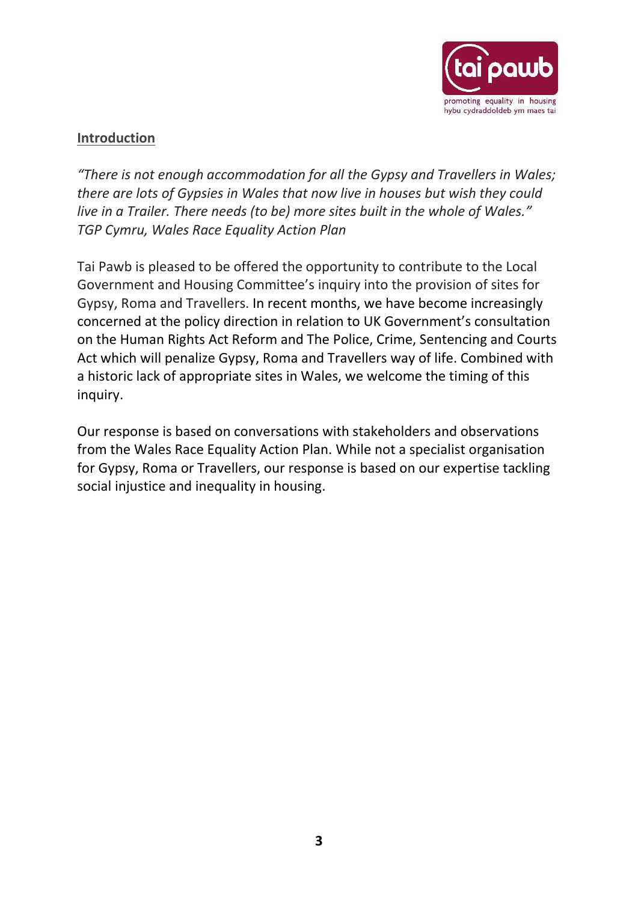## Introduction

*"There is not enough accommodation for all the Gypsy and Travellers in Wales; there are lots of Gypsies in Wales that now live in houses but wish they could live in a Trailer. There needs (to be) more sites built in the whole of Wales." TGP Cymru, Wales Race Equality Action Plan*

Tai Pawb is pleased to be offered the opportunity to contribute to the Local Government and Housing Committee's inquiry into the provision of sites for Gypsy, Roma and Travellers. In recent months, we have become increasingly concerned at the policy direction in relation to UK Government's consultation on the Human Rights Act Reform and The Police, Crime, Sentencing and Courts Act which will penalize Gypsy, Roma and Travellers way of life. Combined with a historic lack of appropriate sites in Wales, we welcome the timing of this inquiry.

Our response is based on conversations with stakeholders and observations from the Wales Race Equality Action Plan. While not a specialist organisation for Gypsy, Roma or Travellers, our response is based on our expertise tackling social injustice and inequality in housing.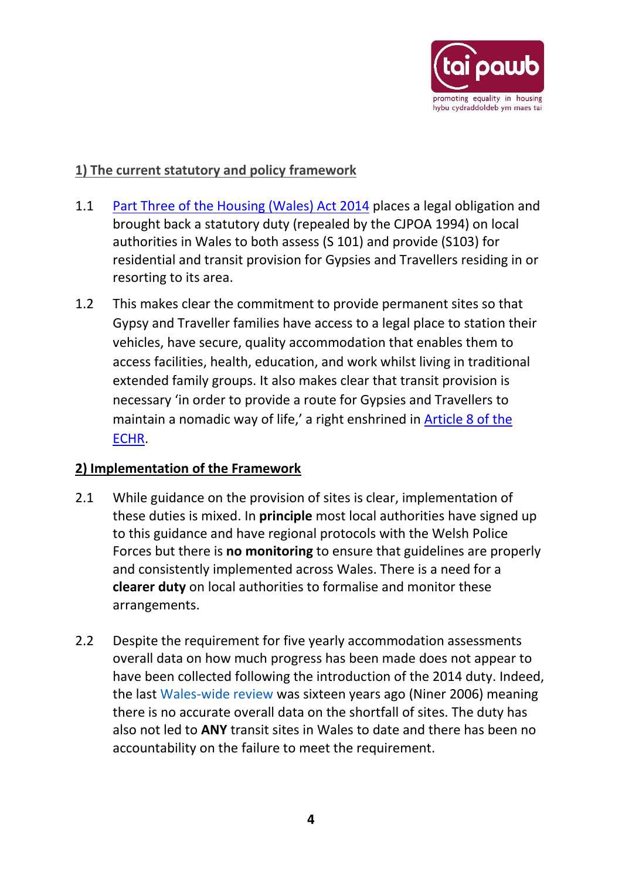## 1) The current statutory and policy framework

1.1 Part Three of the Housing (Wales) Act 2014 places a legal obligation and brought back a statutory duty (repealed by the CJPOA 1994) on local authorities in Wales to both assess (S 101) and provide (S103) for residential and transit provision for Gypsies and Travellers residing in or resorting to its area.

1.2 This makes clear the commitment to provide permanent sites so that Gypsy and Traveller families have access to a legal place to station their vehicles, have secure, quality accommodation that enables them to access facilities, health, education, and work whilst living in traditional extended family groups. It also makes clear that transit provision is necessary 'in order to provide a route for Gypsies and Travellers to maintain a nomadic way of life,' a right enshrined in Article 8 of the ECHR.

## 2) Implementation of the Framework

2.1 While guidance on the provision of sites is clear, implementation of these duties is mixed. In **principle** most local authorities have signed up to this guidance and have regional protocols with the Welsh Police Forces but there is **no monitoring** to ensure that guidelines are properly and consistently implemented across Wales. There is a need for a **clearer duty** on local authorities to formalise and monitor these arrangements.

2.2 Despite the requirement for five yearly accommodation assessments overall data on how much progress has been made does not appear to have been collected following the introduction of the 2014 duty. Indeed, the last Wales-wide review was sixteen years ago (Niner 2006) meaning there is no accurate overall data on the shortfall of sites. The duty has also not led to **ANY** transit sites in Wales to date and there has been no accountability on the failure to meet the requirement.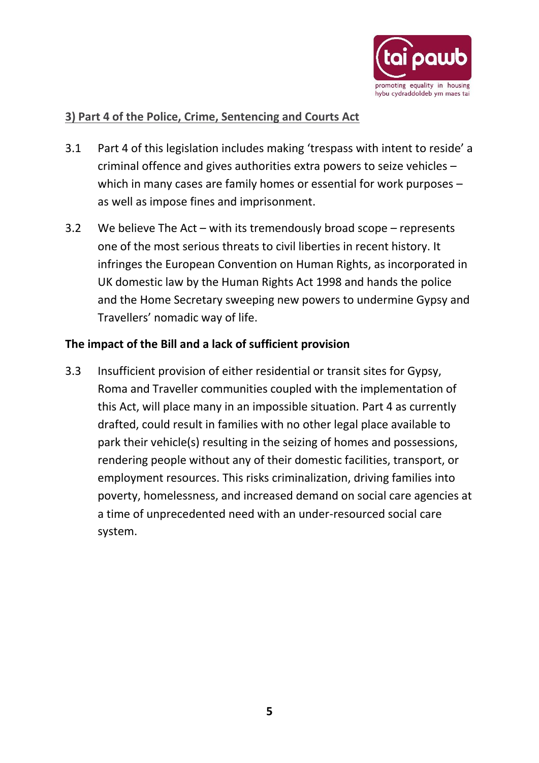## 3) Part 4 of the Police, Crime, Sentencing and Courts Act

3.1 Part 4 of this legislation includes making 'trespass with intent to reside' a criminal offence and gives authorities extra powers to seize vehicles – which in many cases are family homes or essential for work purposes – as well as impose fines and imprisonment.

3.2 We believe The Act – with its tremendously broad scope – represents one of the most serious threats to civil liberties in recent history. It infringes the European Convention on Human Rights, as incorporated in UK domestic law by the Human Rights Act 1998 and hands the police and the Home Secretary sweeping new powers to undermine Gypsy and Travellers' nomadic way of life.

**The impact of the Bill and a lack of sufficient provision**

3.3 Insufficient provision of either residential or transit sites for Gypsy, Roma and Traveller communities coupled with the implementation of this Act, will place many in an impossible situation. Part 4 as currently drafted, could result in families with no other legal place available to park their vehicle(s) resulting in the seizing of homes and possessions, rendering people without any of their domestic facilities, transport, or employment resources. This risks criminalization, driving families into poverty, homelessness, and increased demand on social care agencies at a time of unprecedented need with an under-resourced social care system.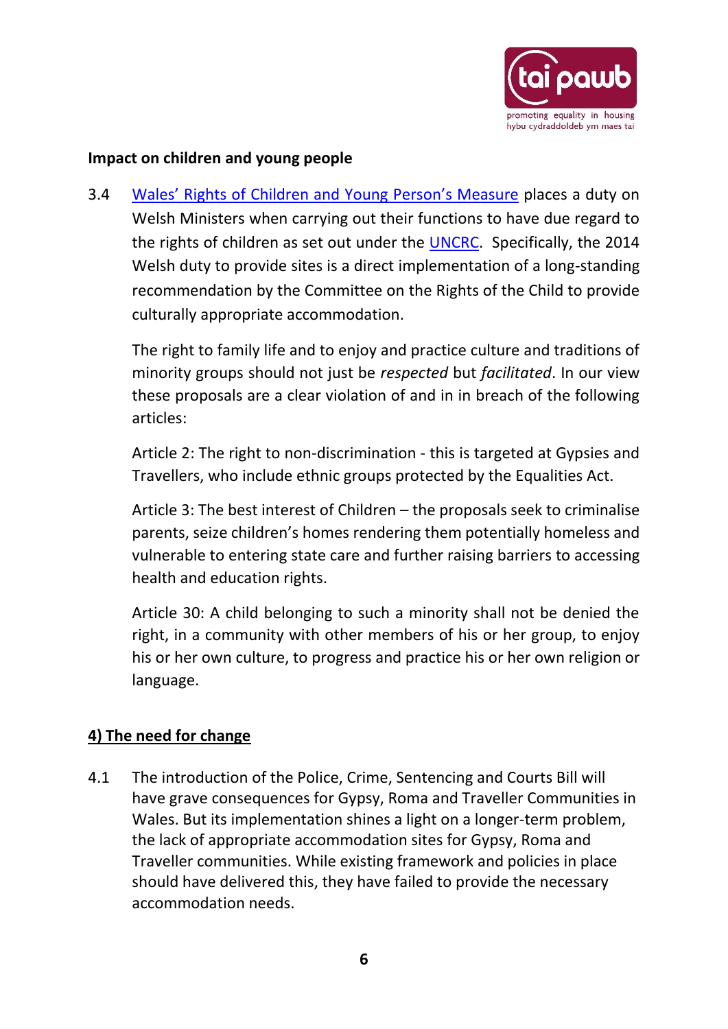**Impact on children and young people**

3.4 [Wales' Rights of Children and Young Person's Measure]() places a duty on Welsh Ministers when carrying out their functions to have due regard to the rights of children as set out under the [UNCRC](). Specifically, the 2014 Welsh duty to provide sites is a direct implementation of a long-standing recommendation by the Committee on the Rights of the Child to provide culturally appropriate accommodation.

The right to family life and to enjoy and practice culture and traditions of minority groups should not just be *respected* but *facilitated*. In our view these proposals are a clear violation of and in in breach of the following articles:

Article 2: The right to non-discrimination - this is targeted at Gypsies and Travellers, who include ethnic groups protected by the Equalities Act.

Article 3: The best interest of Children – the proposals seek to criminalise parents, seize children's homes rendering them potentially homeless and vulnerable to entering state care and further raising barriers to accessing health and education rights.

Article 30: A child belonging to such a minority shall not be denied the right, in a community with other members of his or her group, to enjoy his or her own culture, to progress and practice his or her own religion or language.

## 4) The need for change

4.1 The introduction of the Police, Crime, Sentencing and Courts Bill will have grave consequences for Gypsy, Roma and Traveller Communities in Wales. But its implementation shines a light on a longer-term problem, the lack of appropriate accommodation sites for Gypsy, Roma and Traveller communities. While existing framework and policies in place should have delivered this, they have failed to provide the necessary accommodation needs.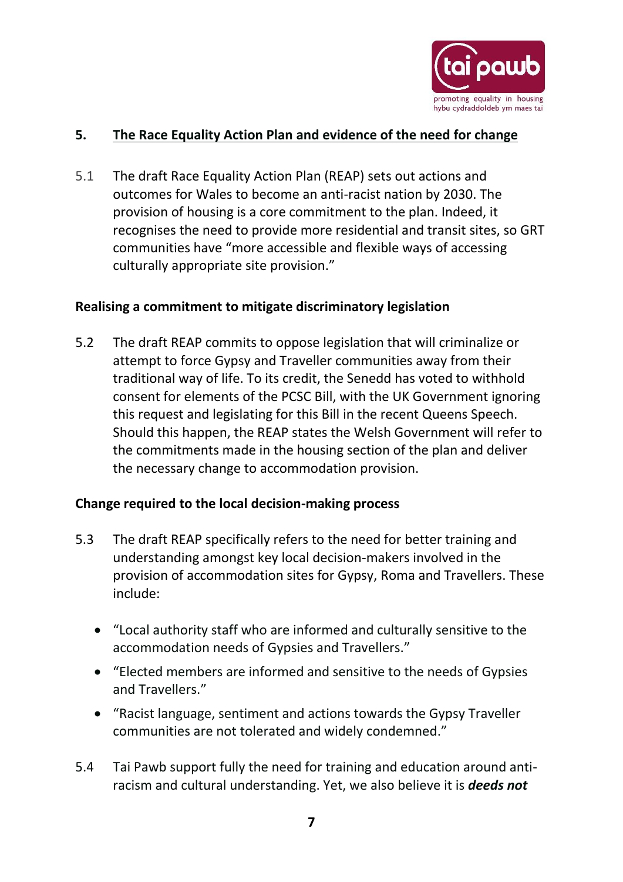## 5. The Race Equality Action Plan and evidence of the need for change

5.1 The draft Race Equality Action Plan (REAP) sets out actions and outcomes for Wales to become an anti-racist nation by 2030. The provision of housing is a core commitment to the plan. Indeed, it recognises the need to provide more residential and transit sites, so GRT communities have "more accessible and flexible ways of accessing culturally appropriate site provision."

### Realising a commitment to mitigate discriminatory legislation

5.2 The draft REAP commits to oppose legislation that will criminalize or attempt to force Gypsy and Traveller communities away from their traditional way of life. To its credit, the Senedd has voted to withhold consent for elements of the PCSC Bill, with the UK Government ignoring this request and legislating for this Bill in the recent Queens Speech. Should this happen, the REAP states the Welsh Government will refer to the commitments made in the housing section of the plan and deliver the necessary change to accommodation provision.

### Change required to the local decision-making process

5.3 The draft REAP specifically refers to the need for better training and understanding amongst key local decision-makers involved in the provision of accommodation sites for Gypsy, Roma and Travellers. These include:

- "Local authority staff who are informed and culturally sensitive to the accommodation needs of Gypsies and Travellers."
- "Elected members are informed and sensitive to the needs of Gypsies and Travellers."
- "Racist language, sentiment and actions towards the Gypsy Traveller communities are not tolerated and widely condemned."

5.4 Tai Pawb support fully the need for training and education around anti-racism and cultural understanding. Yet, we also believe it is ***deeds not***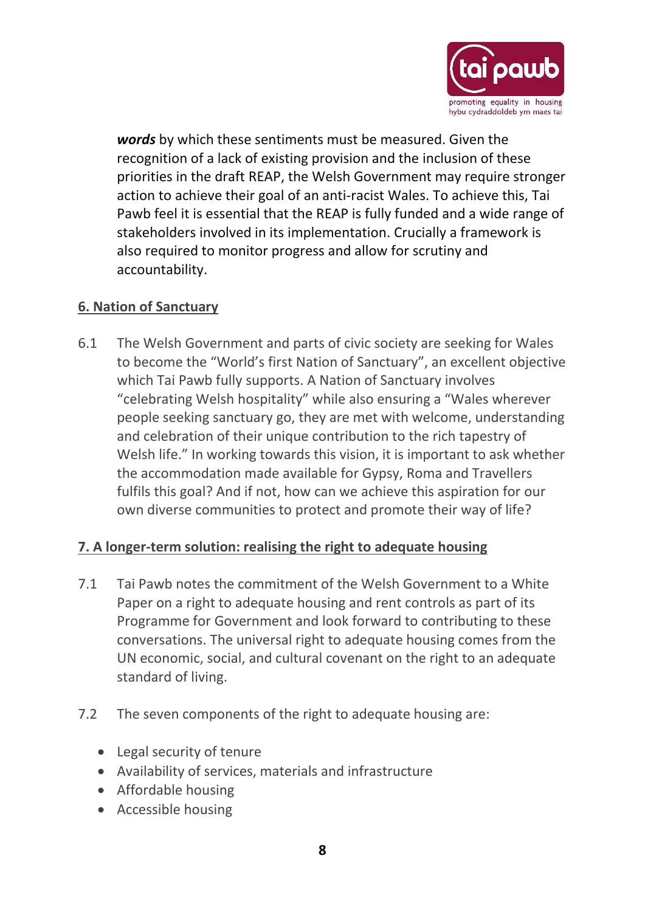***words*** by which these sentiments must be measured. Given the recognition of a lack of existing provision and the inclusion of these priorities in the draft REAP, the Welsh Government may require stronger action to achieve their goal of an anti-racist Wales. To achieve this, Tai Pawb feel it is essential that the REAP is fully funded and a wide range of stakeholders involved in its implementation. Crucially a framework is also required to monitor progress and allow for scrutiny and accountability.

## 6. Nation of Sanctuary

6.1 The Welsh Government and parts of civic society are seeking for Wales to become the "World's first Nation of Sanctuary", an excellent objective which Tai Pawb fully supports. A Nation of Sanctuary involves "celebrating Welsh hospitality" while also ensuring a "Wales wherever people seeking sanctuary go, they are met with welcome, understanding and celebration of their unique contribution to the rich tapestry of Welsh life." In working towards this vision, it is important to ask whether the accommodation made available for Gypsy, Roma and Travellers fulfils this goal? And if not, how can we achieve this aspiration for our own diverse communities to protect and promote their way of life?

## 7. A longer-term solution: realising the right to adequate housing

7.1 Tai Pawb notes the commitment of the Welsh Government to a White Paper on a right to adequate housing and rent controls as part of its Programme for Government and look forward to contributing to these conversations. The universal right to adequate housing comes from the UN economic, social, and cultural covenant on the right to an adequate standard of living.

7.2 The seven components of the right to adequate housing are:

- Legal security of tenure
- Availability of services, materials and infrastructure
- Affordable housing
- Accessible housing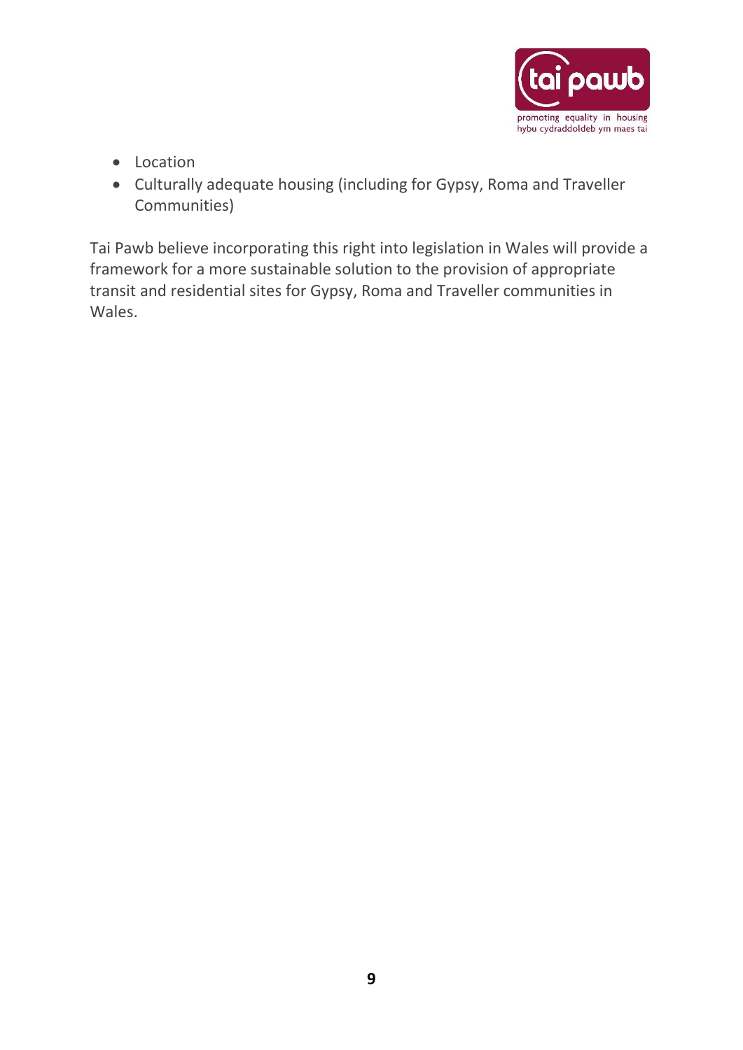- Location
- Culturally adequate housing (including for Gypsy, Roma and Traveller Communities)

Tai Pawb believe incorporating this right into legislation in Wales will provide a framework for a more sustainable solution to the provision of appropriate transit and residential sites for Gypsy, Roma and Traveller communities in Wales.